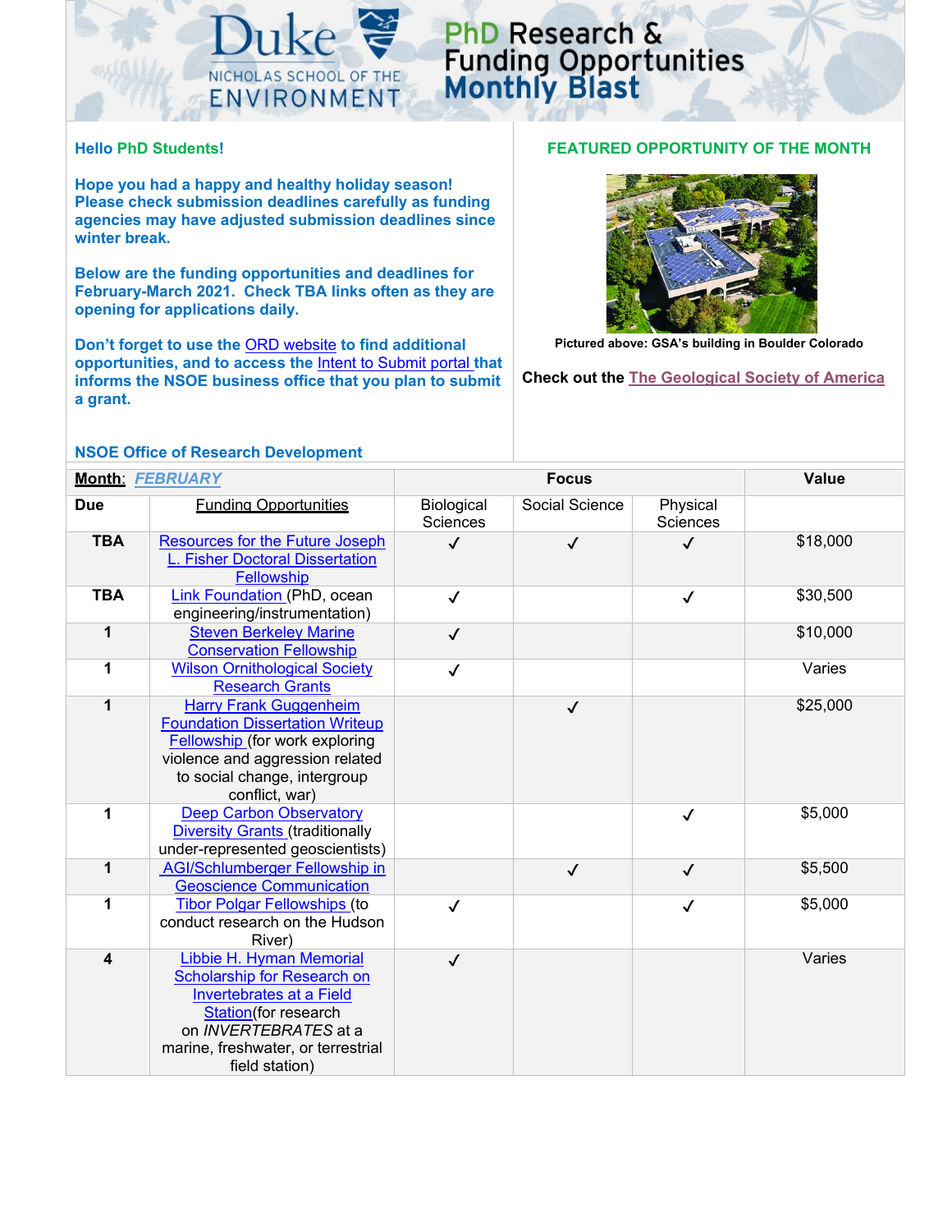# PhD Research & Funding Opportunities Monthly Blast

Duke NICHOLAS SCHOOL OF THE ENVIRONMENT

**Hello PhD Students!**

**Hope you had a happy and healthy holiday season! Please check submission deadlines carefully as funding agencies may have adjusted submission deadlines since winter break.**

**Below are the funding opportunities and deadlines for February-March 2021. Check TBA links often as they are opening for applications daily.**

**Don't forget to use the ORD website to find additional opportunities, and to access the Intent to Submit portal that informs the NSOE business office that you plan to submit a grant.**

**NSOE Office of Research Development**

## FEATURED OPPORTUNITY OF THE MONTH

**Pictured above: GSA's building in Boulder Colorado**

**Check out the The Geological Society of America**

| **Month**: *FEBRUARY* | | Focus | | | Value |
|---|---|---|---|---|---|
| **Due** | Funding Opportunities | Biological Sciences | Social Science | Physical Sciences | |
| **TBA** | Resources for the Future Joseph L. Fisher Doctoral Dissertation Fellowship | ✓ | ✓ | ✓ | $18,000 |
| **TBA** | Link Foundation (PhD, ocean engineering/instrumentation) | ✓ | | ✓ | $30,500 |
| **1** | Steven Berkeley Marine Conservation Fellowship | ✓ | | | $10,000 |
| **1** | Wilson Ornithological Society Research Grants | ✓ | | | Varies |
| **1** | Harry Frank Guggenheim Foundation Dissertation Writeup Fellowship (for work exploring violence and aggression related to social change, intergroup conflict, war) | | ✓ | | $25,000 |
| **1** | Deep Carbon Observatory Diversity Grants (traditionally under-represented geoscientists) | | | ✓ | $5,000 |
| **1** | AGI/Schlumberger Fellowship in Geoscience Communication | | ✓ | ✓ | $5,500 |
| **1** | Tibor Polgar Fellowships (to conduct research on the Hudson River) | ✓ | | ✓ | $5,000 |
| **4** | Libbie H. Hyman Memorial Scholarship for Research on Invertebrates at a Field Station(for research on *INVERTEBRATES* at a marine, freshwater, or terrestrial field station) | ✓ | | | Varies |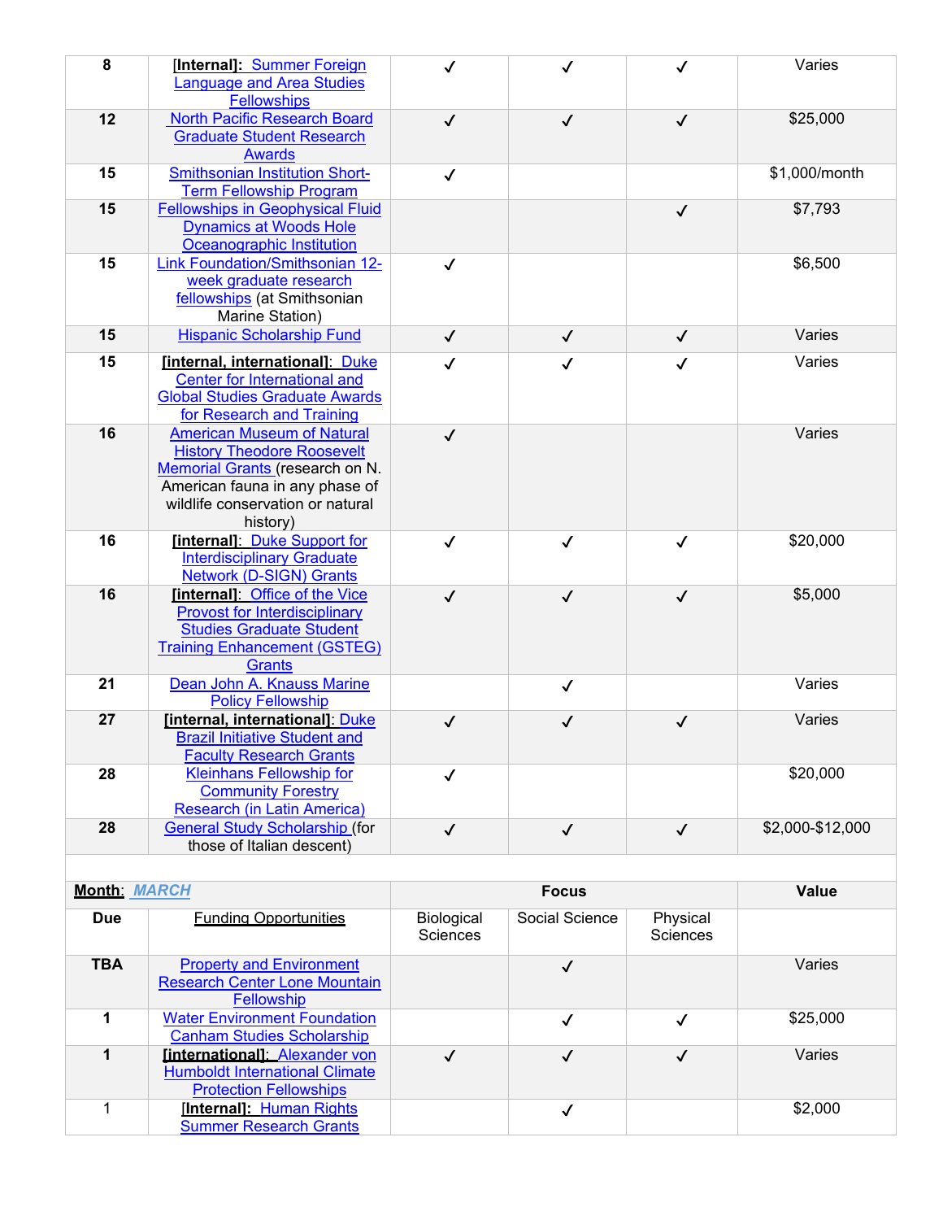| | | | | | |
|---|---|---|---|---|---|
| 8 | **[Internal]:** Summer Foreign Language and Area Studies Fellowships | ✓ | ✓ | ✓ | Varies |
| 12 | North Pacific Research Board Graduate Student Research Awards | ✓ | ✓ | ✓ | $25,000 |
| 15 | Smithsonian Institution Short-Term Fellowship Program | ✓ | | | $1,000/month |
| 15 | Fellowships in Geophysical Fluid Dynamics at Woods Hole Oceanographic Institution | | | ✓ | $7,793 |
| 15 | Link Foundation/Smithsonian 12-week graduate research fellowships (at Smithsonian Marine Station) | ✓ | | | $6,500 |
| 15 | Hispanic Scholarship Fund | ✓ | ✓ | ✓ | Varies |
| 15 | **[internal, international]:** Duke Center for International and Global Studies Graduate Awards for Research and Training | ✓ | ✓ | ✓ | Varies |
| 16 | American Museum of Natural History Theodore Roosevelt Memorial Grants (research on N. American fauna in any phase of wildlife conservation or natural history) | ✓ | | | Varies |
| 16 | **[internal]:** Duke Support for Interdisciplinary Graduate Network (D-SIGN) Grants | ✓ | ✓ | ✓ | $20,000 |
| 16 | **[internal]:** Office of the Vice Provost for Interdisciplinary Studies Graduate Student Training Enhancement (GSTEG) Grants | ✓ | ✓ | ✓ | $5,000 |
| 21 | Dean John A. Knauss Marine Policy Fellowship | | ✓ | | Varies |
| 27 | **[internal, international]:** Duke Brazil Initiative Student and Faculty Research Grants | ✓ | ✓ | ✓ | Varies |
| 28 | Kleinhans Fellowship for Community Forestry Research (in Latin America) | ✓ | | | $20,000 |
| 28 | General Study Scholarship (for those of Italian descent) | ✓ | ✓ | ✓ | $2,000-$12,000 |

| **Month**: ***MARCH*** | | **Focus** | | | **Value** |
|---|---|---|---|---|---|
| **Due** | Funding Opportunities | Biological Sciences | Social Science | Physical Sciences | |
| **TBA** | Property and Environment Research Center Lone Mountain Fellowship | | ✓ | | Varies |
| 1 | Water Environment Foundation Canham Studies Scholarship | | ✓ | ✓ | $25,000 |
| 1 | **[international]:** Alexander von Humboldt International Climate Protection Fellowships | ✓ | ✓ | ✓ | Varies |
| 1 | **[Internal]:** Human Rights Summer Research Grants | | ✓ | | $2,000 |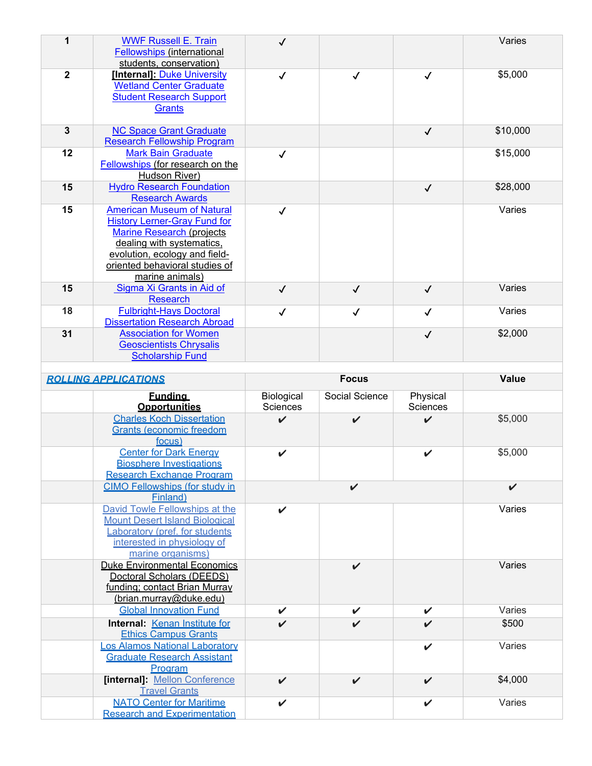| | | | | | |
|---|---|---|---|---|---|
| 1 | WWF Russell E. Train Fellowships (international students, conservation) | ✓ | | | Varies |
| 2 | **[Internal]:** Duke University Wetland Center Graduate Student Research Support Grants | ✓ | ✓ | ✓ | $5,000 |
| 3 | NC Space Grant Graduate Research Fellowship Program | | | ✓ | $10,000 |
| 12 | Mark Bain Graduate Fellowships (for research on the Hudson River) | ✓ | | | $15,000 |
| 15 | Hydro Research Foundation Research Awards | | | ✓ | $28,000 |
| 15 | American Museum of Natural History Lerner-Gray Fund for Marine Research (projects dealing with systematics, evolution, ecology and field-oriented behavioral studies of marine animals) | ✓ | | | Varies |
| 15 | Sigma Xi Grants in Aid of Research | ✓ | ✓ | ✓ | Varies |
| 18 | Fulbright-Hays Doctoral Dissertation Research Abroad | ✓ | ✓ | ✓ | Varies |
| 31 | Association for Women Geoscientists Chrysalis Scholarship Fund | | | ✓ | $2,000 |

| ***ROLLING APPLICATIONS*** | | Focus | | | Value |
|---|---|---|---|---|---|
| | **Funding Opportunities** | Biological Sciences | Social Science | Physical Sciences | |
| | Charles Koch Dissertation Grants (economic freedom focus) | ✔ | ✔ | ✔ | $5,000 |
| | Center for Dark Energy Biosphere Investigations Research Exchange Program | ✔ | | ✔ | $5,000 |
| | CIMO Fellowships (for study in Finland) | | ✔ | | ✔ |
| | David Towle Fellowships at the Mount Desert Island Biological Laboratory (pref. for students interested in physiology of marine organisms) | ✔ | | | Varies |
| | Duke Environmental Economics Doctoral Scholars (DEEDS) funding; contact Brian Murray (brian.murray@duke.edu) | | ✔ | | Varies |
| | Global Innovation Fund | ✔ | ✔ | ✔ | Varies |
| | **Internal:** Kenan Institute for Ethics Campus Grants | ✔ | ✔ | ✔ | $500 |
| | Los Alamos National Laboratory Graduate Research Assistant Program | | | ✔ | Varies |
| | **[internal]:** Mellon Conference Travel Grants | ✔ | ✔ | ✔ | $4,000 |
| | NATO Center for Maritime Research and Experimentation | ✔ | | ✔ | Varies |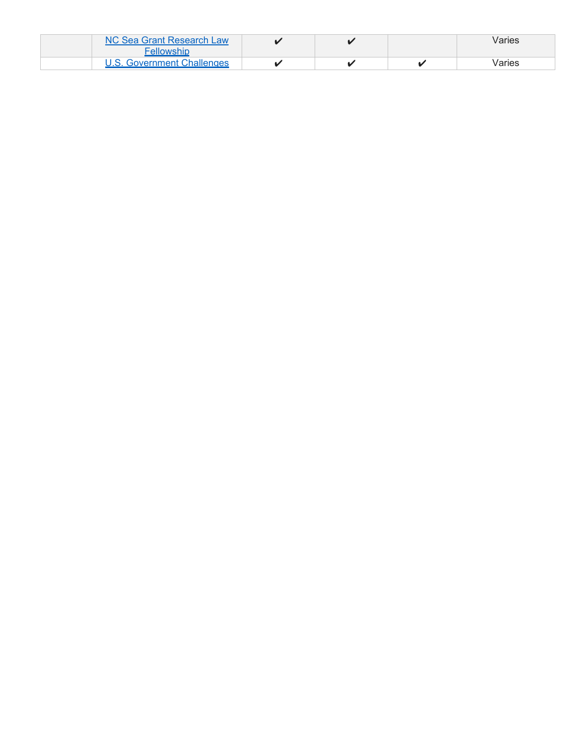| | | | | | |
|---|---|---|---|---|---|
| | [NC Sea Grant Research Law Fellowship] | ✔ | ✔ | | Varies |
| | [U.S. Government Challenges] | ✔ | ✔ | ✔ | Varies |